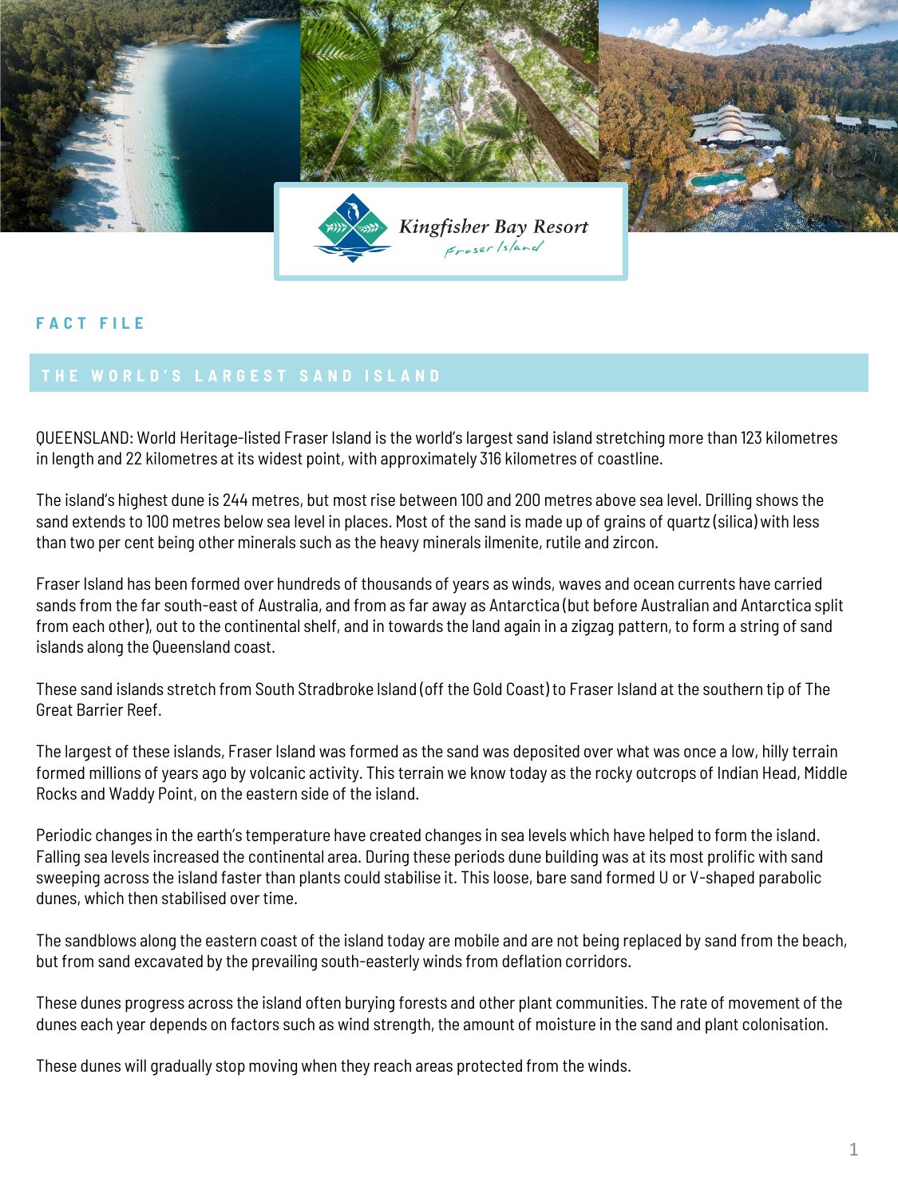Kingfisher Bay Resort
Fraser Island

# FACT FILE

## THE WORLD'S LARGEST SAND ISLAND

QUEENSLAND: World Heritage-listed Fraser Island is the world's largest sand island stretching more than 123 kilometres in length and 22 kilometres at its widest point, with approximately 316 kilometres of coastline.

The island's highest dune is 244 metres, but most rise between 100 and 200 metres above sea level. Drilling shows the sand extends to 100 metres below sea level in places. Most of the sand is made up of grains of quartz (silica) with less than two per cent being other minerals such as the heavy minerals ilmenite, rutile and zircon.

Fraser Island has been formed over hundreds of thousands of years as winds, waves and ocean currents have carried sands from the far south-east of Australia, and from as far away as Antarctica (but before Australian and Antarctica split from each other), out to the continental shelf, and in towards the land again in a zigzag pattern, to form a string of sand islands along the Queensland coast.

These sand islands stretch from South Stradbroke Island (off the Gold Coast) to Fraser Island at the southern tip of The Great Barrier Reef.

The largest of these islands, Fraser Island was formed as the sand was deposited over what was once a low, hilly terrain formed millions of years ago by volcanic activity. This terrain we know today as the rocky outcrops of Indian Head, Middle Rocks and Waddy Point, on the eastern side of the island.

Periodic changes in the earth's temperature have created changes in sea levels which have helped to form the island. Falling sea levels increased the continental area. During these periods dune building was at its most prolific with sand sweeping across the island faster than plants could stabilise it. This loose, bare sand formed U or V-shaped parabolic dunes, which then stabilised over time.

The sandblows along the eastern coast of the island today are mobile and are not being replaced by sand from the beach, but from sand excavated by the prevailing south-easterly winds from deflation corridors.

These dunes progress across the island often burying forests and other plant communities. The rate of movement of the dunes each year depends on factors such as wind strength, the amount of moisture in the sand and plant colonisation.

These dunes will gradually stop moving when they reach areas protected from the winds.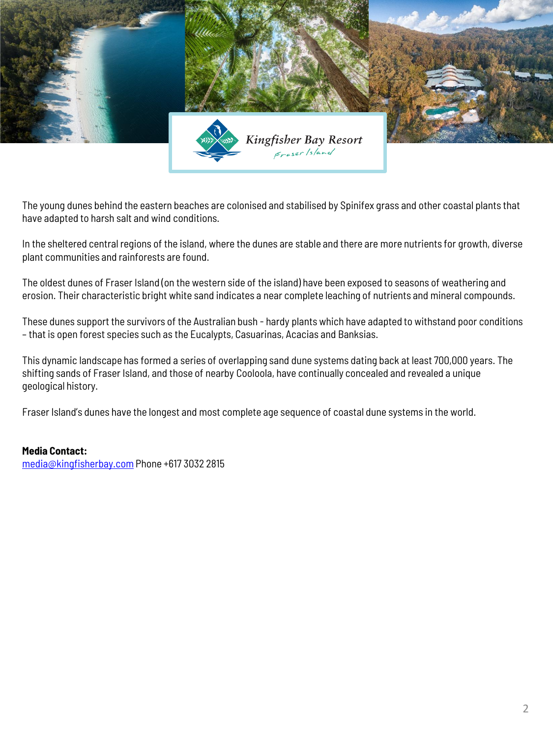The young dunes behind the eastern beaches are colonised and stabilised by Spinifex grass and other coastal plants that have adapted to harsh salt and wind conditions.

In the sheltered central regions of the island, where the dunes are stable and there are more nutrients for growth, diverse plant communities and rainforests are found.

The oldest dunes of Fraser Island (on the western side of the island) have been exposed to seasons of weathering and erosion. Their characteristic bright white sand indicates a near complete leaching of nutrients and mineral compounds.

These dunes support the survivors of the Australian bush - hardy plants which have adapted to withstand poor conditions – that is open forest species such as the Eucalypts, Casuarinas, Acacias and Banksias.

This dynamic landscape has formed a series of overlapping sand dune systems dating back at least 700,000 years. The shifting sands of Fraser Island, and those of nearby Cooloola, have continually concealed and revealed a unique geological history.

Fraser Island's dunes have the longest and most complete age sequence of coastal dune systems in the world.

**Media Contact:**
media@kingfisherbay.com Phone +617 3032 2815